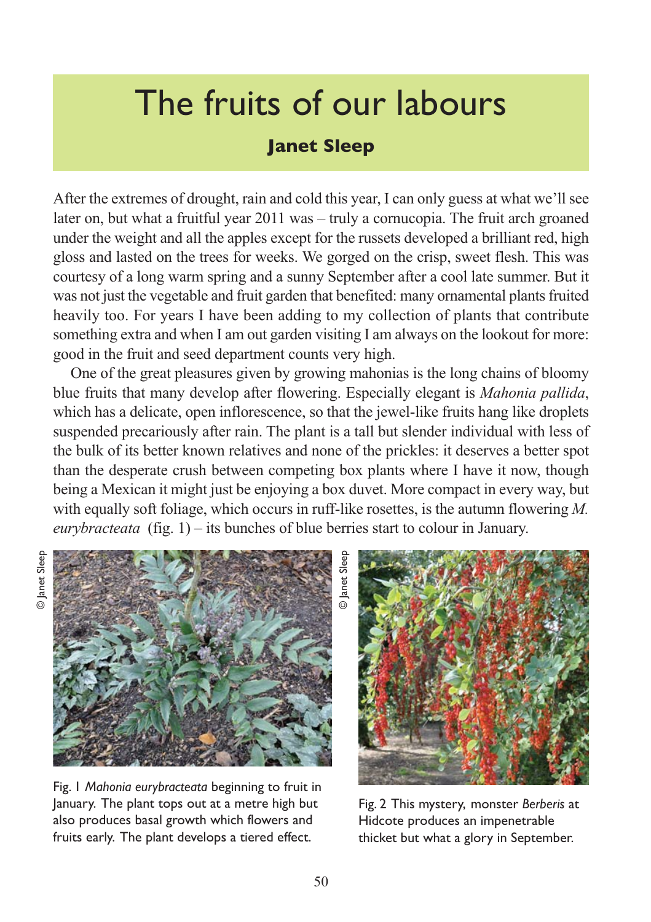# The fruits of our labours

**Janet Sleep**

After the extremes of drought, rain and cold this year, I can only guess at what we'll see later on, but what a fruitful year 2011 was – truly a cornucopia. The fruit arch groaned under the weight and all the apples except for the russets developed a brilliant red, high gloss and lasted on the trees for weeks. We gorged on the crisp, sweet flesh. This was courtesy of a long warm spring and a sunny September after a cool late summer. But it was not just the vegetable and fruit garden that benefited: many ornamental plants fruited heavily too. For years I have been adding to my collection of plants that contribute something extra and when I am out garden visiting I am always on the lookout for more: good in the fruit and seed department counts very high.

One of the great pleasures given by growing mahonias is the long chains of bloomy blue fruits that many develop after flowering. Especially elegant is *Mahonia pallida*, which has a delicate, open inflorescence, so that the jewel-like fruits hang like droplets suspended precariously after rain. The plant is a tall but slender individual with less of the bulk of its better known relatives and none of the prickles: it deserves a better spot than the desperate crush between competing box plants where I have it now, though being a Mexican it might just be enjoying a box duvet. More compact in every way, but with equally soft foliage, which occurs in ruff-like rosettes, is the autumn flowering *M. eurybracteata* (fig. 1) – its bunches of blue berries start to colour in January.

© Janet Sleep

Fig. 1 *Mahonia eurybracteata* beginning to fruit in January. The plant tops out at a metre high but also produces basal growth which flowers and fruits early. The plant develops a tiered effect.

© Janet Sleep

Fig. 2 This mystery, monster *Berberis* at Hidcote produces an impenetrable thicket but what a glory in September.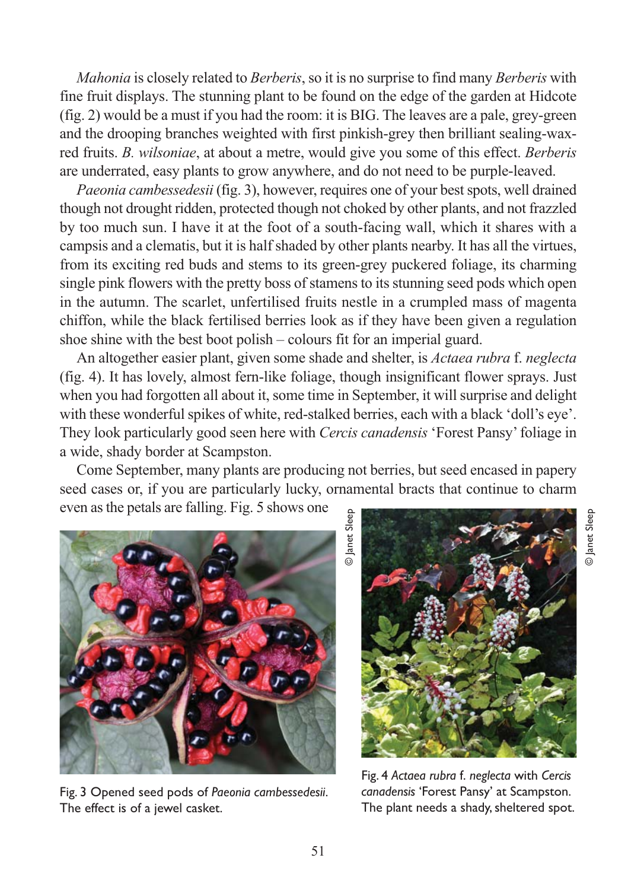*Mahonia* is closely related to *Berberis*, so it is no surprise to find many *Berberis* with fine fruit displays. The stunning plant to be found on the edge of the garden at Hidcote (fig. 2) would be a must if you had the room: it is BIG. The leaves are a pale, grey-green and the drooping branches weighted with first pinkish-grey then brilliant sealing-wax-red fruits. *B. wilsoniae*, at about a metre, would give you some of this effect. *Berberis* are underrated, easy plants to grow anywhere, and do not need to be purple-leaved.

*Paeonia cambessedesii* (fig. 3), however, requires one of your best spots, well drained though not drought ridden, protected though not choked by other plants, and not frazzled by too much sun. I have it at the foot of a south-facing wall, which it shares with a campsis and a clematis, but it is half shaded by other plants nearby. It has all the virtues, from its exciting red buds and stems to its green-grey puckered foliage, its charming single pink flowers with the pretty boss of stamens to its stunning seed pods which open in the autumn. The scarlet, unfertilised fruits nestle in a crumpled mass of magenta chiffon, while the black fertilised berries look as if they have been given a regulation shoe shine with the best boot polish – colours fit for an imperial guard.

An altogether easier plant, given some shade and shelter, is *Actaea rubra* f. *neglecta* (fig. 4). It has lovely, almost fern-like foliage, though insignificant flower sprays. Just when you had forgotten all about it, some time in September, it will surprise and delight with these wonderful spikes of white, red-stalked berries, each with a black 'doll's eye'. They look particularly good seen here with *Cercis canadensis* 'Forest Pansy' foliage in a wide, shady border at Scampston.

Come September, many plants are producing not berries, but seed encased in papery seed cases or, if you are particularly lucky, ornamental bracts that continue to charm even as the petals are falling. Fig. 5 shows one

© Janet Sleep

Fig. 3 Opened seed pods of *Paeonia cambessedesii*. The effect is of a jewel casket.

© Janet Sleep

Fig. 4 *Actaea rubra* f. *neglecta* with *Cercis canadensis* 'Forest Pansy' at Scampston. The plant needs a shady, sheltered spot.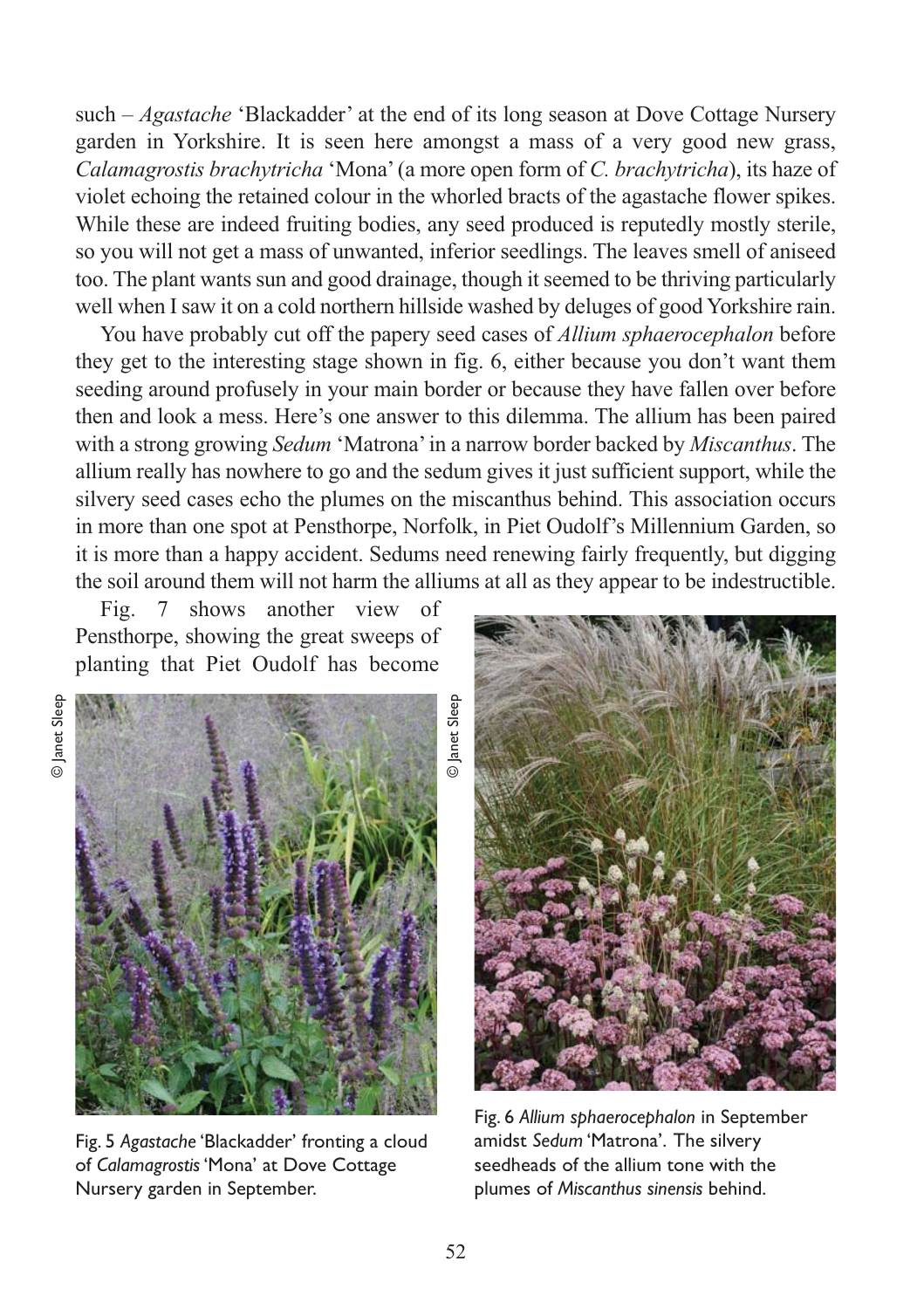such – *Agastache* 'Blackadder' at the end of its long season at Dove Cottage Nursery garden in Yorkshire. It is seen here amongst a mass of a very good new grass, *Calamagrostis brachytricha* 'Mona' (a more open form of *C. brachytricha*), its haze of violet echoing the retained colour in the whorled bracts of the agastache flower spikes. While these are indeed fruiting bodies, any seed produced is reputedly mostly sterile, so you will not get a mass of unwanted, inferior seedlings. The leaves smell of aniseed too. The plant wants sun and good drainage, though it seemed to be thriving particularly well when I saw it on a cold northern hillside washed by deluges of good Yorkshire rain.

You have probably cut off the papery seed cases of *Allium sphaerocephalon* before they get to the interesting stage shown in fig. 6, either because you don't want them seeding around profusely in your main border or because they have fallen over before then and look a mess. Here's one answer to this dilemma. The allium has been paired with a strong growing *Sedum* 'Matrona' in a narrow border backed by *Miscanthus*. The allium really has nowhere to go and the sedum gives it just sufficient support, while the silvery seed cases echo the plumes on the miscanthus behind. This association occurs in more than one spot at Pensthorpe, Norfolk, in Piet Oudolf's Millennium Garden, so it is more than a happy accident. Sedums need renewing fairly frequently, but digging the soil around them will not harm the alliums at all as they appear to be indestructible.

Fig. 7 shows another view of Pensthorpe, showing the great sweeps of planting that Piet Oudolf has become

© Janet Sleep

Fig. 5 *Agastache* 'Blackadder' fronting a cloud of *Calamagrostis* 'Mona' at Dove Cottage Nursery garden in September.

© Janet Sleep

Fig. 6 *Allium sphaerocephalon* in September amidst *Sedum* 'Matrona'. The silvery seedheads of the allium tone with the plumes of *Miscanthus sinensis* behind.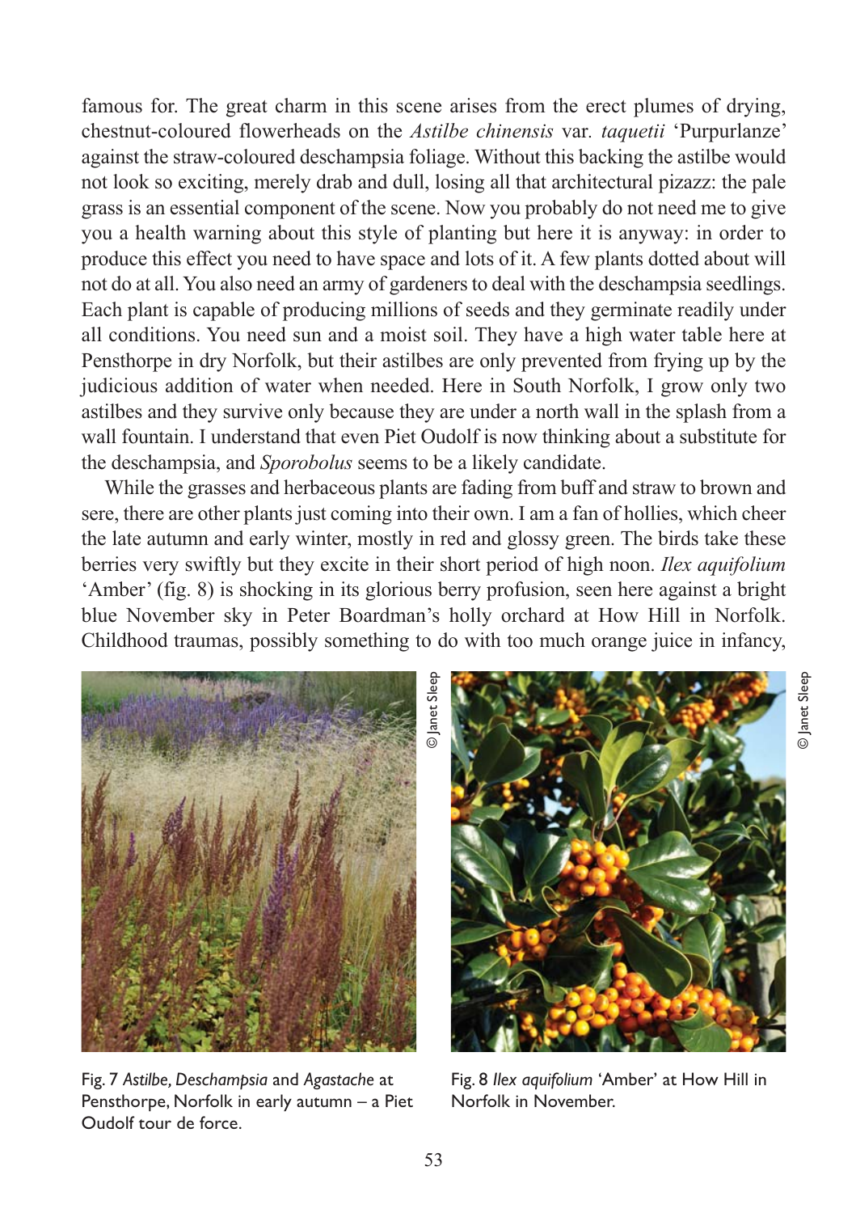famous for. The great charm in this scene arises from the erect plumes of drying, chestnut-coloured flowerheads on the *Astilbe chinensis* var. *taquetii* 'Purpurlanze' against the straw-coloured deschampsia foliage. Without this backing the astilbe would not look so exciting, merely drab and dull, losing all that architectural pizazz: the pale grass is an essential component of the scene. Now you probably do not need me to give you a health warning about this style of planting but here it is anyway: in order to produce this effect you need to have space and lots of it. A few plants dotted about will not do at all. You also need an army of gardeners to deal with the deschampsia seedlings. Each plant is capable of producing millions of seeds and they germinate readily under all conditions. You need sun and a moist soil. They have a high water table here at Pensthorpe in dry Norfolk, but their astilbes are only prevented from frying up by the judicious addition of water when needed. Here in South Norfolk, I grow only two astilbes and they survive only because they are under a north wall in the splash from a wall fountain. I understand that even Piet Oudolf is now thinking about a substitute for the deschampsia, and *Sporobolus* seems to be a likely candidate.

While the grasses and herbaceous plants are fading from buff and straw to brown and sere, there are other plants just coming into their own. I am a fan of hollies, which cheer the late autumn and early winter, mostly in red and glossy green. The birds take these berries very swiftly but they excite in their short period of high noon. *Ilex aquifolium* 'Amber' (fig. 8) is shocking in its glorious berry profusion, seen here against a bright blue November sky in Peter Boardman's holly orchard at How Hill in Norfolk. Childhood traumas, possibly something to do with too much orange juice in infancy,

© Janet Sleep

Fig. 7 *Astilbe, Deschampsia* and *Agastache* at Pensthorpe, Norfolk in early autumn – a Piet Oudolf tour de force.

© Janet Sleep

Fig. 8 *Ilex aquifolium* 'Amber' at How Hill in Norfolk in November.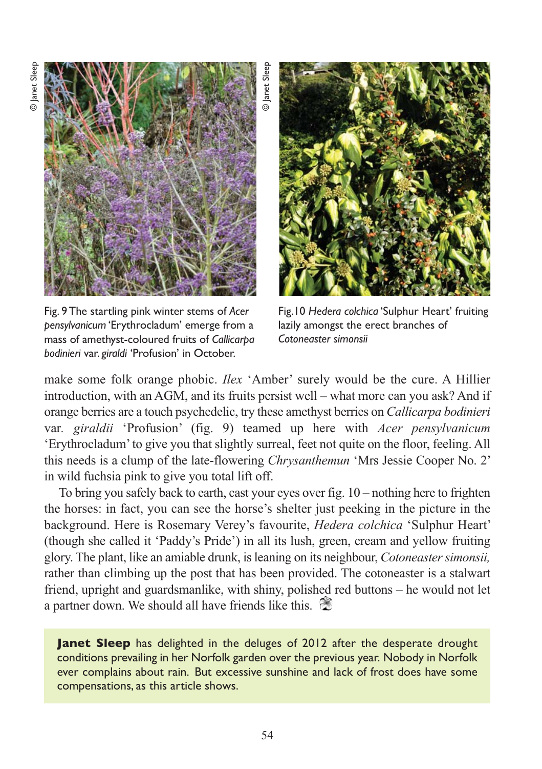Fig. 9 The startling pink winter stems of *Acer pensylvanicum* 'Erythrocladum' emerge from a mass of amethyst-coloured fruits of *Callicarpa bodinieri* var. *giraldi* 'Profusion' in October.

Fig.10 *Hedera colchica* 'Sulphur Heart' fruiting lazily amongst the erect branches of *Cotoneaster simonsii*

make some folk orange phobic. *Ilex* 'Amber' surely would be the cure. A Hillier introduction, with an AGM, and its fruits persist well – what more can you ask? And if orange berries are a touch psychedelic, try these amethyst berries on *Callicarpa bodinieri* var. *giraldii* 'Profusion' (fig. 9) teamed up here with *Acer pensylvanicum* 'Erythrocladum' to give you that slightly surreal, feet not quite on the floor, feeling. All this needs is a clump of the late-flowering *Chrysanthemun* 'Mrs Jessie Cooper No. 2' in wild fuchsia pink to give you total lift off.

To bring you safely back to earth, cast your eyes over fig. 10 – nothing here to frighten the horses: in fact, you can see the horse's shelter just peeking in the picture in the background. Here is Rosemary Verey's favourite, *Hedera colchica* 'Sulphur Heart' (though she called it 'Paddy's Pride') in all its lush, green, cream and yellow fruiting glory. The plant, like an amiable drunk, is leaning on its neighbour, *Cotoneaster simonsii,* rather than climbing up the post that has been provided. The cotoneaster is a stalwart friend, upright and guardsmanlike, with shiny, polished red buttons – he would not let a partner down. We should all have friends like this.

**Janet Sleep** has delighted in the deluges of 2012 after the desperate drought conditions prevailing in her Norfolk garden over the previous year. Nobody in Norfolk ever complains about rain. But excessive sunshine and lack of frost does have some compensations, as this article shows.